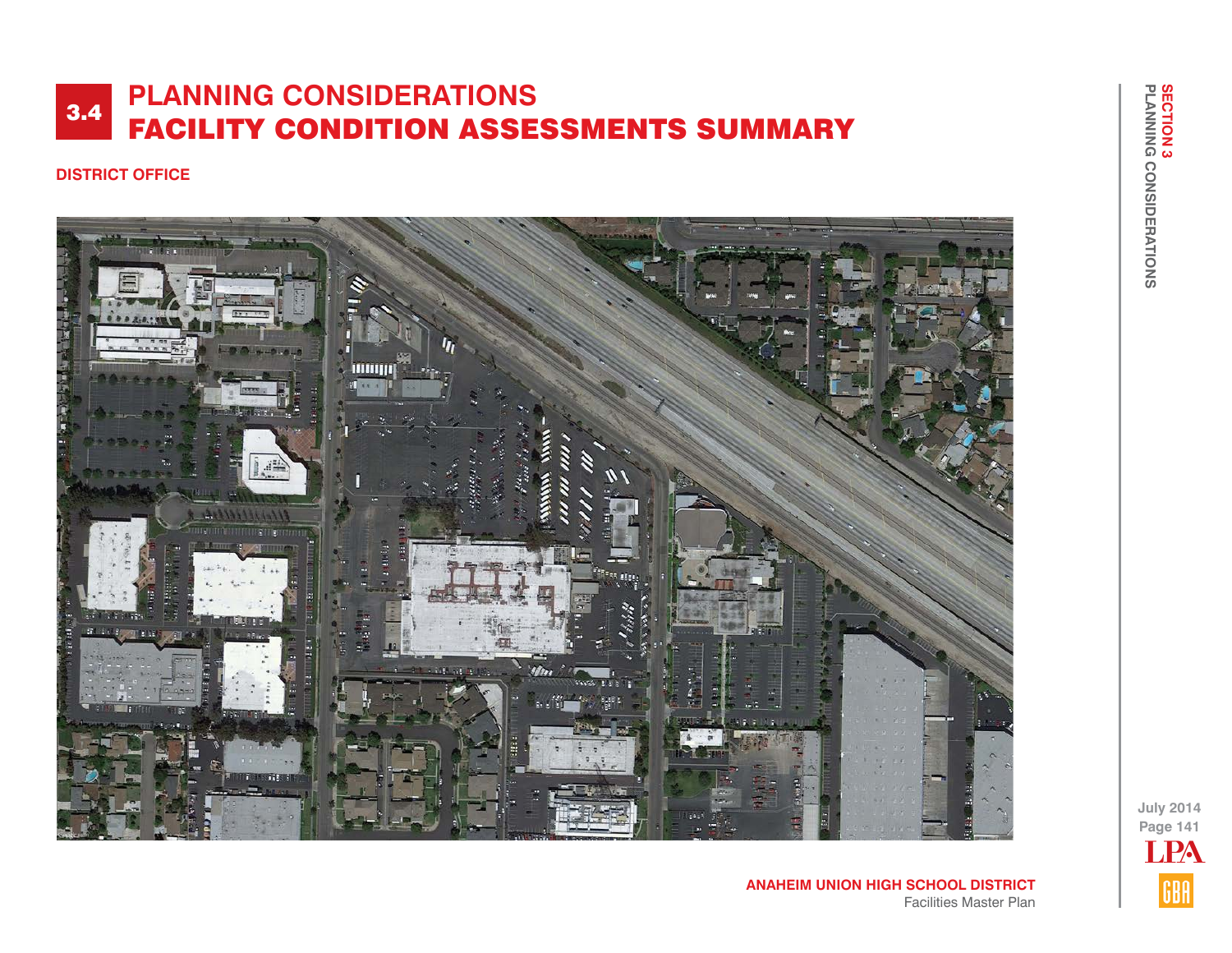# 3.4 PLANNING CONSIDERATIONS
# FACILITY CONDITION ASSESSMENTS SUMMARY

## DISTRICT OFFICE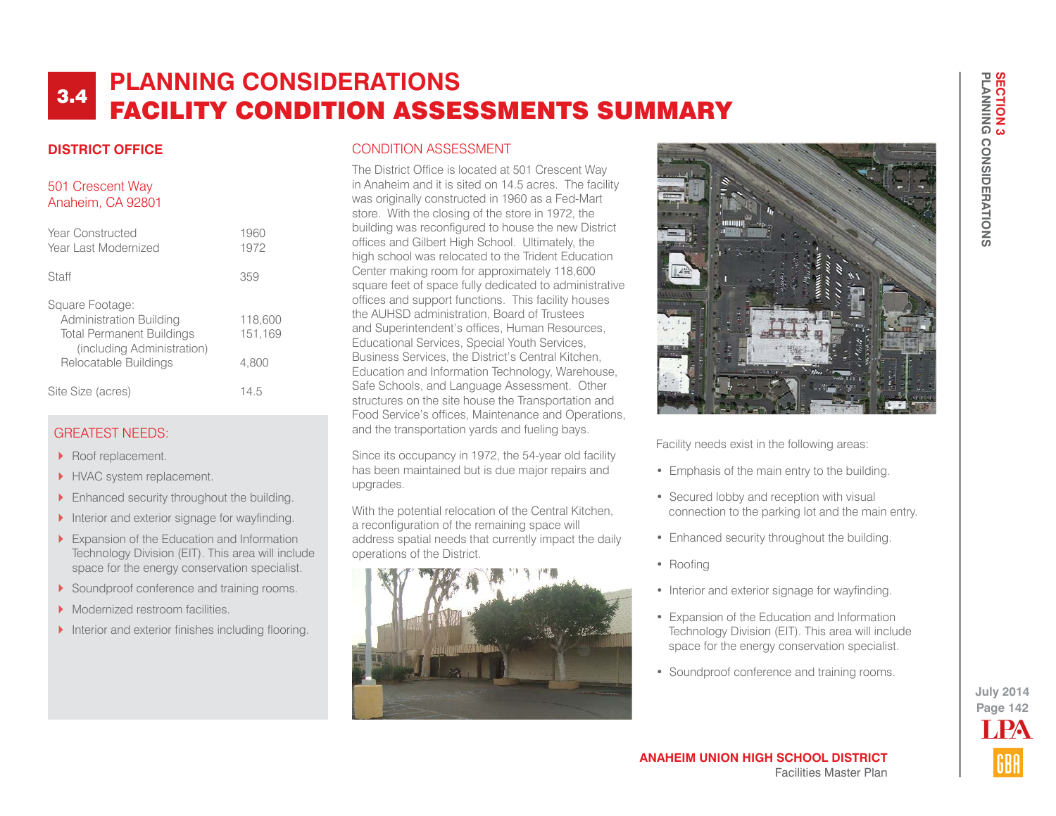# 3.4 PLANNING CONSIDERATIONS
# FACILITY CONDITION ASSESSMENTS SUMMARY

## DISTRICT OFFICE

501 Crescent Way
Anaheim, CA 92801

| | |
|---|---|
| Year Constructed | 1960 |
| Year Last Modernized | 1972 |
| Staff | 359 |
| Square Footage: | |
| Administration Building | 118,600 |
| Total Permanent Buildings (including Administration) | 151,169 |
| Relocatable Buildings | 4,800 |
| Site Size (acres) | 14.5 |

### GREATEST NEEDS:

- Roof replacement.
- HVAC system replacement.
- Enhanced security throughout the building.
- Interior and exterior signage for wayfinding.
- Expansion of the Education and Information Technology Division (EIT). This area will include space for the energy conservation specialist.
- Soundproof conference and training rooms.
- Modernized restroom facilities.
- Interior and exterior finishes including flooring.

### CONDITION ASSESSMENT

The District Office is located at 501 Crescent Way in Anaheim and it is sited on 14.5 acres. The facility was originally constructed in 1960 as a Fed-Mart store. With the closing of the store in 1972, the building was reconfigured to house the new District offices and Gilbert High School. Ultimately, the high school was relocated to the Trident Education Center making room for approximately 118,600 square feet of space fully dedicated to administrative offices and support functions. This facility houses the AUHSD administration, Board of Trustees and Superintendent's offices, Human Resources, Educational Services, Special Youth Services, Business Services, the District's Central Kitchen, Education and Information Technology, Warehouse, Safe Schools, and Language Assessment. Other structures on the site house the Transportation and Food Service's offices, Maintenance and Operations, and the transportation yards and fueling bays.

Since its occupancy in 1972, the 54-year old facility has been maintained but is due major repairs and upgrades.

With the potential relocation of the Central Kitchen, a reconfiguration of the remaining space will address spatial needs that currently impact the daily operations of the District.

Facility needs exist in the following areas:

- Emphasis of the main entry to the building.
- Secured lobby and reception with visual connection to the parking lot and the main entry.
- Enhanced security throughout the building.
- Roofing
- Interior and exterior signage for wayfinding.
- Expansion of the Education and Information Technology Division (EIT). This area will include space for the energy conservation specialist.
- Soundproof conference and training rooms.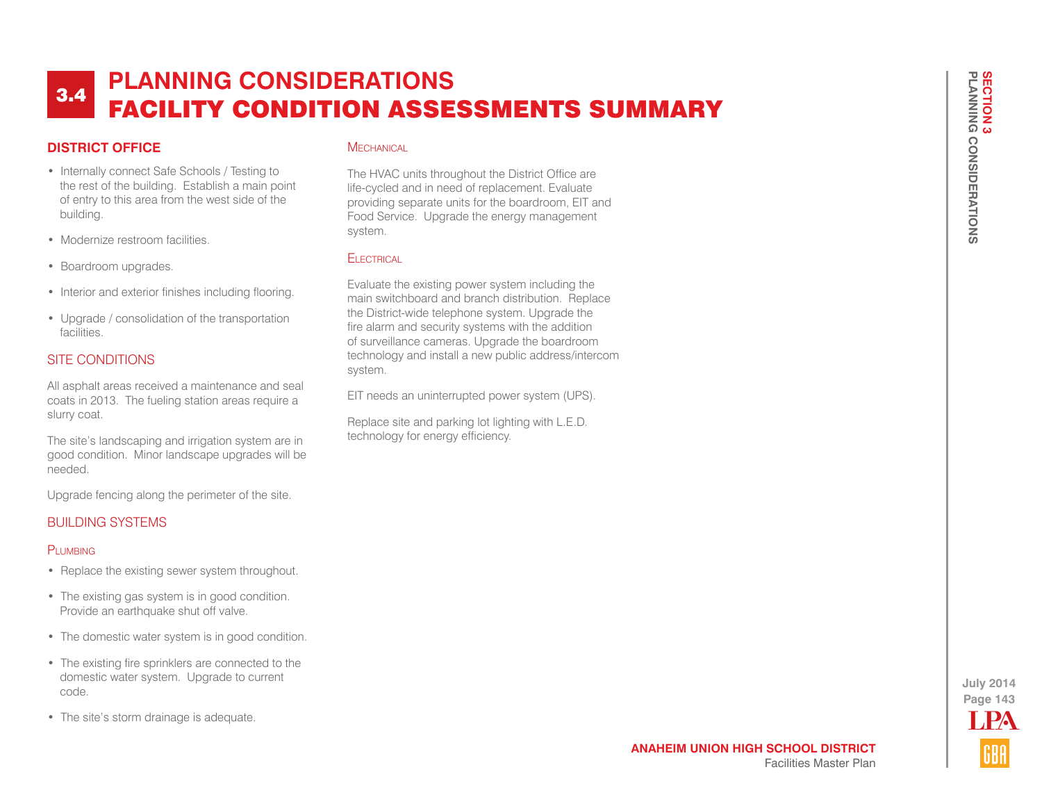# 3.4 PLANNING CONSIDERATIONS
# FACILITY CONDITION ASSESSMENTS SUMMARY

## DISTRICT OFFICE

- Internally connect Safe Schools / Testing to the rest of the building. Establish a main point of entry to this area from the west side of the building.
- Modernize restroom facilities.
- Boardroom upgrades.
- Interior and exterior finishes including flooring.
- Upgrade / consolidation of the transportation facilities.

### SITE CONDITIONS

All asphalt areas received a maintenance and seal coats in 2013. The fueling station areas require a slurry coat.

The site's landscaping and irrigation system are in good condition. Minor landscape upgrades will be needed.

Upgrade fencing along the perimeter of the site.

### BUILDING SYSTEMS

#### Plumbing

- Replace the existing sewer system throughout.
- The existing gas system is in good condition. Provide an earthquake shut off valve.
- The domestic water system is in good condition.
- The existing fire sprinklers are connected to the domestic water system. Upgrade to current code.
- The site's storm drainage is adequate.

#### Mechanical

The HVAC units throughout the District Office are life-cycled and in need of replacement. Evaluate providing separate units for the boardroom, EIT and Food Service. Upgrade the energy management system.

#### Electrical

Evaluate the existing power system including the main switchboard and branch distribution. Replace the District-wide telephone system. Upgrade the fire alarm and security systems with the addition of surveillance cameras. Upgrade the boardroom technology and install a new public address/intercom system.

EIT needs an uninterrupted power system (UPS).

Replace site and parking lot lighting with L.E.D. technology for energy efficiency.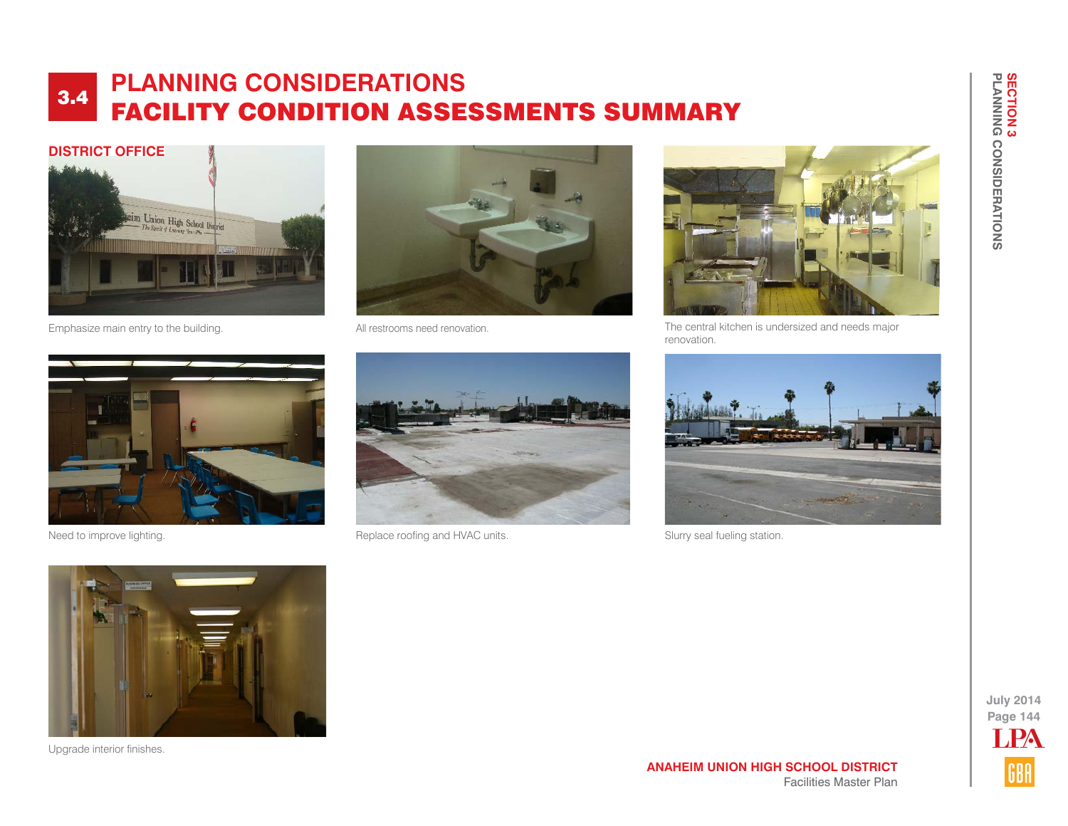# 3.4 PLANNING CONSIDERATIONS
# FACILITY CONDITION ASSESSMENTS SUMMARY

## DISTRICT OFFICE

Emphasize main entry to the building.

All restrooms need renovation.

The central kitchen is undersized and needs major renovation.

Need to improve lighting.

Replace roofing and HVAC units.

Slurry seal fueling station.

Upgrade interior finishes.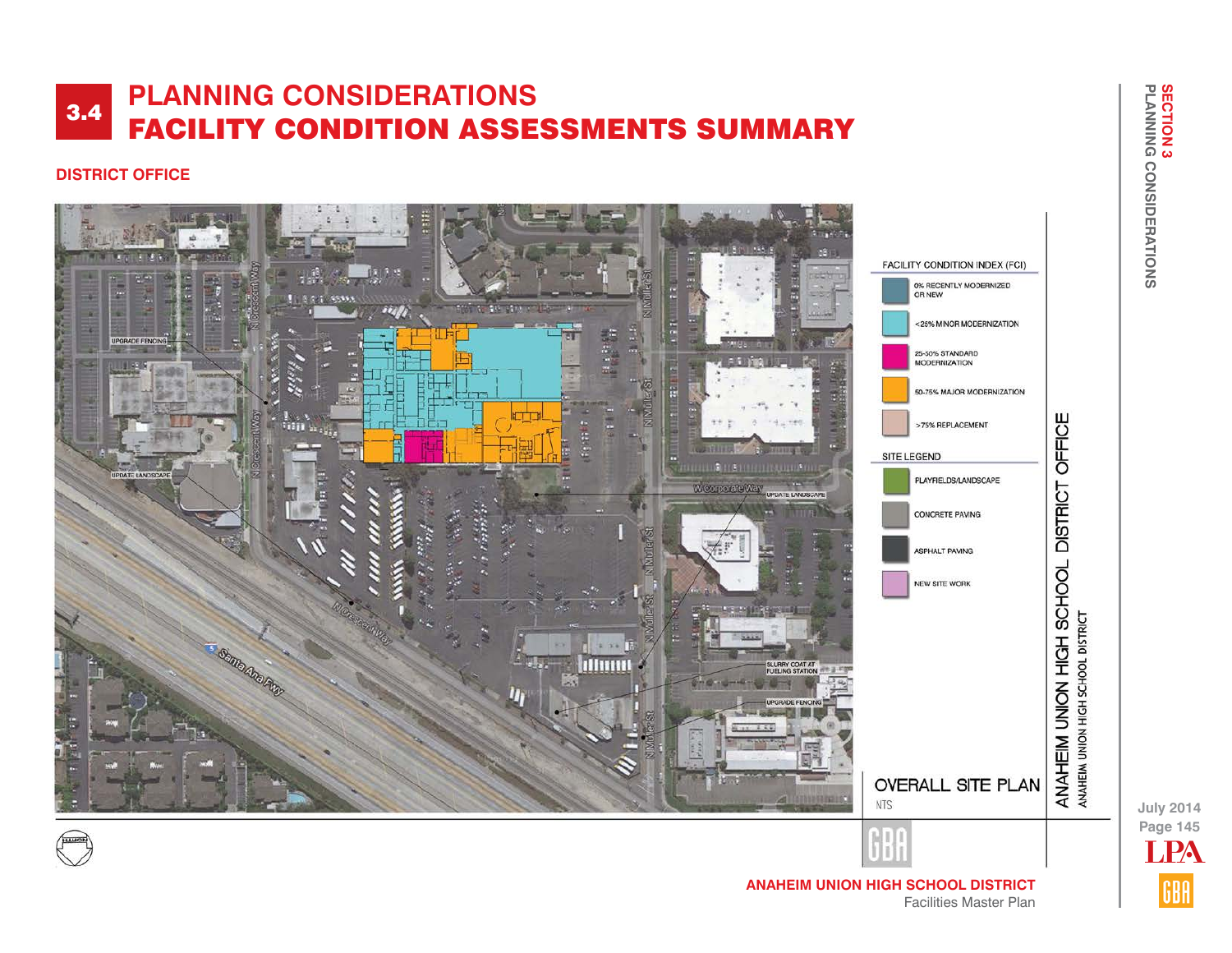# 3.4 PLANNING CONSIDERATIONS
# FACILITY CONDITION ASSESSMENTS SUMMARY

## DISTRICT OFFICE

UPGRADE FENCING

UPDATE LANDSCAPE

N Crescent Way

N Muller St

W Corporate Way

UPDATE LANDSCAPE

SLURRY COAT AT FUELING STATION

UPGRADE FENCING

Santa Ana Fwy

**FACILITY CONDITION INDEX (FCI)**

- 0% RECENTLY MODERNIZED OR NEW
- <25% MINOR MODERNIZATION
- 25-50% STANDARD MODERNIZATION
- 50-75% MAJOR MODERNIZATION
- >75% REPLACEMENT

**SITE LEGEND**

- PLAYFIELDS/LANDSCAPE
- CONCRETE PAVING
- ASPHALT PAVING
- NEW SITE WORK

OVERALL SITE PLAN

NTS

ANAHEIM UNION HIGH SCHOOL DISTRICT OFFICE

ANAHEIM UNION HIGH SCHOOL DISTRICT

**ANAHEIM UNION HIGH SCHOOL DISTRICT**
Facilities Master Plan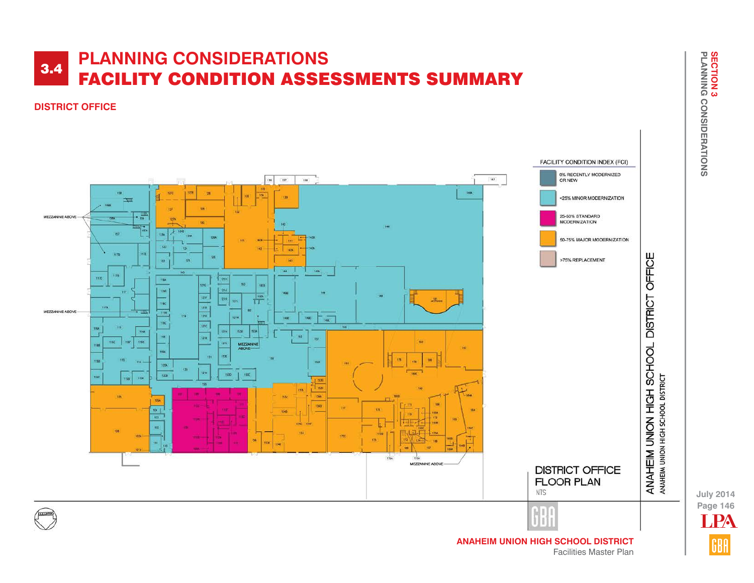# 3.4 PLANNING CONSIDERATIONS
# FACILITY CONDITION ASSESSMENTS SUMMARY

## DISTRICT OFFICE

FACILITY CONDITION INDEX (FCI)

- 0% RECENTLY MODERNIZED OR NEW
- <25% MINOR MODERNIZATION
- 25-50% STANDARD MODERNIZATION
- 50-75% MAJOR MODERNIZATION
- >75% REPLACEMENT

MEZZANINE ABOVE

MEZZANINE ABOVE

MEZZANINE ABOVE

MEZZANINE ABOVE

DISTRICT OFFICE
FLOOR PLAN
NTS

ANAHEIM UNION HIGH SCHOOL DISTRICT OFFICE
ANAHEIM UNION HIGH SCHOOL DISTRICT

**ANAHEIM UNION HIGH SCHOOL DISTRICT**
Facilities Master Plan